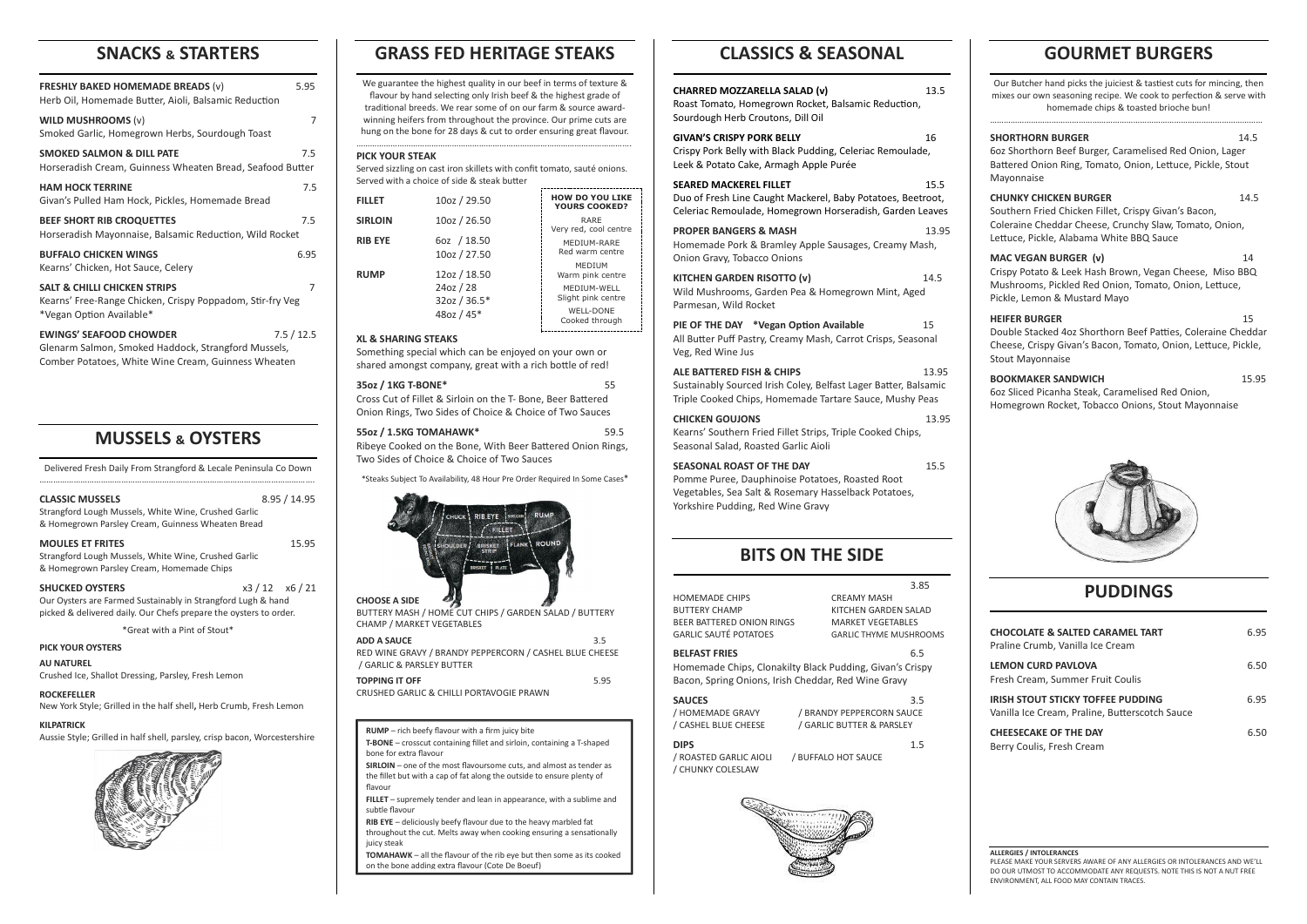## SNACKS & STARTERS

**FRESHLY BAKED HOMEMADE BREADS** (v) 5.95
Herb Oil, Homemade Butter, Aioli, Balsamic Reduction

**WILD MUSHROOMS** (v) 7
Smoked Garlic, Homegrown Herbs, Sourdough Toast

**SMOKED SALMON & DILL PATE** 7.5
Horseradish Cream, Guinness Wheaten Bread, Seafood Butter

**HAM HOCK TERRINE** 7.5
Givan's Pulled Ham Hock, Pickles, Homemade Bread

**BEEF SHORT RIB CROQUETTES** 7.5
Horseradish Mayonnaise, Balsamic Reduction, Wild Rocket

**BUFFALO CHICKEN WINGS** 6.95
Kearns' Chicken, Hot Sauce, Celery

**SALT & CHILLI CHICKEN STRIPS** 7
Kearns' Free-Range Chicken, Crispy Poppadom, Stir-fry Veg
*Vegan Option Available*

**EWINGS' SEAFOOD CHOWDER** 7.5 / 12.5
Glenarm Salmon, Smoked Haddock, Strangford Mussels, Comber Potatoes, White Wine Cream, Guinness Wheaten

## MUSSELS & OYSTERS

Delivered Fresh Daily From Strangford & Lecale Peninsula Co Down

**CLASSIC MUSSELS** 8.95 / 14.95
Strangford Lough Mussels, White Wine, Crushed Garlic & Homegrown Parsley Cream, Guinness Wheaten Bread

**MOULES ET FRITES** 15.95
Strangford Lough Mussels, White Wine, Crushed Garlic & Homegrown Parsley Cream, Homemade Chips

**SHUCKED OYSTERS** x3 / 12 x6 / 21
Our Oysters are Farmed Sustainably in Strangford Lugh & hand picked & delivered daily. Our Chefs prepare the oysters to order.

*Great with a Pint of Stout*

**PICK YOUR OYSTERS**

**AU NATUREL**
Crushed Ice, Shallot Dressing, Parsley, Fresh Lemon

**ROCKEFELLER**
New York Style; Grilled in the half shell, Herb Crumb, Fresh Lemon

**KILPATRICK**
Aussie Style; Grilled in half shell, parsley, crisp bacon, Worcestershire

## GRASS FED HERITAGE STEAKS

We guarantee the highest quality in our beef in terms of texture & flavour by hand selecting only Irish beef & the highest grade of traditional breeds. We rear some of on our farm & source award-winning heifers from throughout the province. Our prime cuts are hung on the bone for 28 days & cut to order ensuring great flavour.

**PICK YOUR STEAK**
Served sizzling on cast iron skillets with confit tomato, sauté onions. Served with a choice of side & steak butter

| Cut | Size / Price |
|---|---|
| **FILLET** | 10oz / 29.50 |
| **SIRLOIN** | 10oz / 26.50 |
| **RIB EYE** | 6oz / 18.50 |
| | 10oz / 27.50 |
| **RUMP** | 12oz / 18.50 |
| | 24oz / 28 |
| | 32oz / 36.5* |
| | 48oz / 45* |

**HOW DO YOU LIKE YOURS COOKED?**
RARE – Very red, cool centre
MEDIUM-RARE – Red warm centre
MEDIUM – Warm pink centre
MEDIUM-WELL – Slight pink centre
WELL-DONE – Cooked through

**XL & SHARING STEAKS**
Something special which can be enjoyed on your own or shared amongst company, great with a rich bottle of red!

**35oz / 1KG T-BONE*** 55
Cross Cut of Fillet & Sirloin on the T- Bone, Beer Battered Onion Rings, Two Sides of Choice & Choice of Two Sauces

**55oz / 1.5KG TOMAHAWK*** 59.5
Ribeye Cooked on the Bone, With Beer Battered Onion Rings, Two Sides of Choice & Choice of Two Sauces

*Steaks Subject To Availability, 48 Hour Pre Order Required In Some Cases*

**CHOOSE A SIDE**
BUTTERY MASH / HOME CUT CHIPS / GARDEN SALAD / BUTTERY CHAMP / MARKET VEGETABLES

**ADD A SAUCE** 3.5
RED WINE GRAVY / BRANDY PEPPERCORN / CASHEL BLUE CHEESE / GARLIC & PARSLEY BUTTER

**TOPPING IT OFF** 5.95
CRUSHED GARLIC & CHILLI PORTAVOGIE PRAWN

**RUMP** – rich beefy flavour with a firm juicy bite
**T-BONE** – crosscut containing fillet and sirloin, containing a T-shaped bone for extra flavour
**SIRLOIN** – one of the most flavoursome cuts, and almost as tender as the fillet but with a cap of fat along the outside to ensure plenty of flavour
**FILLET** – supremely tender and lean in appearance, with a sublime and subtle flavour
**RIB EYE** – deliciously beefy flavour due to the heavy marbled fat throughout the cut. Melts away when cooking ensuring a sensationally juicy steak
**TOMAHAWK** – all the flavour of the rib eye but then some as its cooked on the bone adding extra flavour (Cote De Boeuf)

## CLASSICS & SEASONAL

**CHARRED MOZZARELLA SALAD (v)** 13.5
Roast Tomato, Homegrown Rocket, Balsamic Reduction, Sourdough Herb Croutons, Dill Oil

**GIVAN'S CRISPY PORK BELLY** 16
Crispy Pork Belly with Black Pudding, Celeriac Remoulade, Leek & Potato Cake, Armagh Apple Purée

**SEARED MACKEREL FILLET** 15.5
Duo of Fresh Line Caught Mackerel, Baby Potatoes, Beetroot, Celeriac Remoulade, Homegrown Horseradish, Garden Leaves

**PROPER BANGERS & MASH** 13.95
Homemade Pork & Bramley Apple Sausages, Creamy Mash, Onion Gravy, Tobacco Onions

**KITCHEN GARDEN RISOTTO (v)** 14.5
Wild Mushrooms, Garden Pea & Homegrown Mint, Aged Parmesan, Wild Rocket

**PIE OF THE DAY *Vegan Option Available** 15
All Butter Puff Pastry, Creamy Mash, Carrot Crisps, Seasonal Veg, Red Wine Jus

**ALE BATTERED FISH & CHIPS** 13.95
Sustainably Sourced Irish Coley, Belfast Lager Batter, Balsamic Triple Cooked Chips, Homemade Tartare Sauce, Mushy Peas

**CHICKEN GOUJONS** 13.95
Kearns' Southern Fried Fillet Strips, Triple Cooked Chips, Seasonal Salad, Roasted Garlic Aioli

**SEASONAL ROAST OF THE DAY** 15.5
Pomme Puree, Dauphinoise Potatoes, Roasted Root Vegetables, Sea Salt & Rosemary Hasselback Potatoes, Yorkshire Pudding, Red Wine Gravy

## BITS ON THE SIDE

3.85
HOMEMADE CHIPS
BUTTERY CHAMP
BEER BATTERED ONION RINGS
GARLIC SAUTÉ POTATOES
CREAMY MASH
KITCHEN GARDEN SALAD
MARKET VEGETABLES
GARLIC THYME MUSHROOMS

**BELFAST FRIES** 6.5
Homemade Chips, Clonakilty Black Pudding, Givan's Crispy Bacon, Spring Onions, Irish Cheddar, Red Wine Gravy

**SAUCES** 3.5
/ HOMEMADE GRAVY / BRANDY PEPPERCORN SAUCE
/ CASHEL BLUE CHEESE / GARLIC BUTTER & PARSLEY

**DIPS** 1.5
/ ROASTED GARLIC AIOLI / BUFFALO HOT SAUCE
/ CHUNKY COLESLAW

## GOURMET BURGERS

Our Butcher hand picks the juiciest & tastiest cuts for mincing, then mixes our own seasoning recipe. We cook to perfection & serve with homemade chips & toasted brioche bun!

**SHORTHORN BURGER** 14.5
6oz Shorthorn Beef Burger, Caramelised Red Onion, Lager Battered Onion Ring, Tomato, Onion, Lettuce, Pickle, Stout Mayonnaise

**CHUNKY CHICKEN BURGER** 14.5
Southern Fried Chicken Fillet, Crispy Givan's Bacon, Coleraine Cheddar Cheese, Crunchy Slaw, Tomato, Onion, Lettuce, Pickle, Alabama White BBQ Sauce

**MAC VEGAN BURGER (v)** 14
Crispy Potato & Leek Hash Brown, Vegan Cheese, Miso BBQ Mushrooms, Pickled Red Onion, Tomato, Onion, Lettuce, Pickle, Lemon & Mustard Mayo

**HEIFER BURGER** 15
Double Stacked 4oz Shorthorn Beef Patties, Coleraine Cheddar Cheese, Crispy Givan's Bacon, Tomato, Onion, Lettuce, Pickle, Stout Mayonnaise

**BOOKMAKER SANDWICH** 15.95
6oz Sliced Picanha Steak, Caramelised Red Onion, Homegrown Rocket, Tobacco Onions, Stout Mayonnaise

## PUDDINGS

**CHOCOLATE & SALTED CARAMEL TART** 6.95
Praline Crumb, Vanilla Ice Cream

**LEMON CURD PAVLOVA** 6.50
Fresh Cream, Summer Fruit Coulis

**IRISH STOUT STICKY TOFFEE PUDDING** 6.95
Vanilla Ice Cream, Praline, Butterscotch Sauce

**CHEESECAKE OF THE DAY** 6.50
Berry Coulis, Fresh Cream

**ALLERGIES / INTOLERANCES**
PLEASE MAKE YOUR SERVERS AWARE OF ANY ALLERGIES OR INTOLERANCES AND WE'LL DO OUR UTMOST TO ACCOMMODATE ANY REQUESTS. NOTE THIS IS NOT A NUT FREE ENVIRONMENT, ALL FOOD MAY CONTAIN TRACES.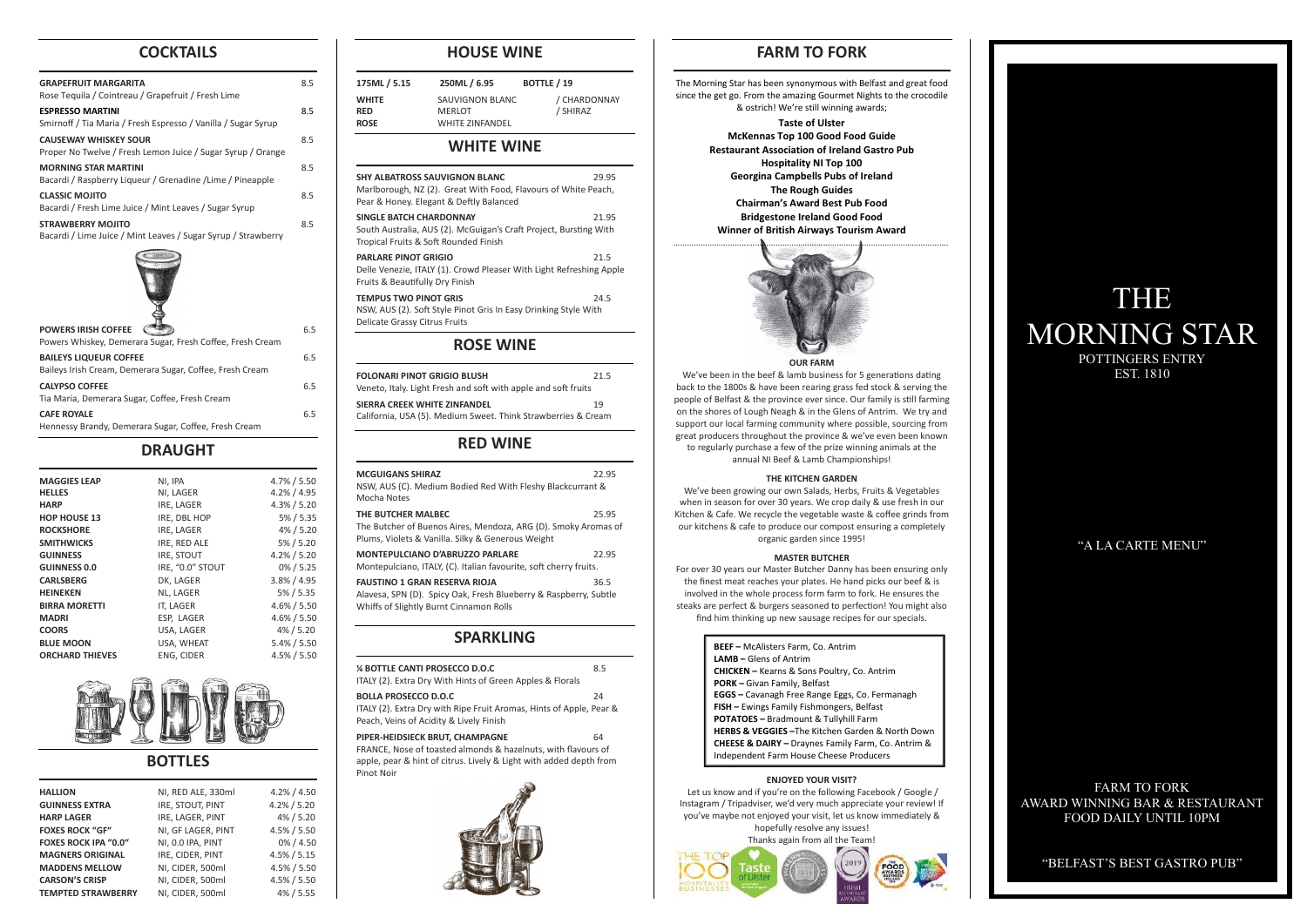## COCKTAILS

| | |
|---|---|
| **GRAPEFRUIT MARGARITA**<br>Rose Tequila / Cointreau / Grapefruit / Fresh Lime | 8.5 |
| **ESPRESSO MARTINI**<br>Smirnoff / Tia Maria / Fresh Espresso / Vanilla / Sugar Syrup | 8.5 |
| **CAUSEWAY WHISKEY SOUR**<br>Proper No Twelve / Fresh Lemon Juice / Sugar Syrup / Orange | 8.5 |
| **MORNING STAR MARTINI**<br>Bacardi / Raspberry Liqueur / Grenadine /Lime / Pineapple | 8.5 |
| **CLASSIC MOJITO**<br>Bacardi / Fresh Lime Juice / Mint Leaves / Sugar Syrup | 8.5 |
| **STRAWBERRY MOJITO**<br>Bacardi / Lime Juice / Mint Leaves / Sugar Syrup / Strawberry | 8.5 |

| | |
|---|---|
| **POWERS IRISH COFFEE**<br>Powers Whiskey, Demerara Sugar, Fresh Coffee, Fresh Cream | 6.5 |
| **BAILEYS LIQUEUR COFFEE**<br>Baileys Irish Cream, Demerara Sugar, Coffee, Fresh Cream | 6.5 |
| **CALYPSO COFFEE**<br>Tia Maria, Demerara Sugar, Coffee, Fresh Cream | 6.5 |
| **CAFE ROYALE**<br>Hennessy Brandy, Demerara Sugar, Coffee, Fresh Cream | 6.5 |

## DRAUGHT

| | | |
|---|---|---|
| **MAGGIES LEAP** | NI, IPA | 4.7% / 5.50 |
| **HELLES** | NI, LAGER | 4.2% / 4.95 |
| **HARP** | IRE, LAGER | 4.3% / 5.20 |
| **HOP HOUSE 13** | IRE, DBL HOP | 5% / 5.35 |
| **ROCKSHORE** | IRE, LAGER | 4% / 5.20 |
| **SMITHWICKS** | IRE, RED ALE | 5% / 5.20 |
| **GUINNESS** | IRE, STOUT | 4.2% / 5.20 |
| **GUINNESS 0.0** | IRE, "0.0" STOUT | 0% / 5.25 |
| **CARLSBERG** | DK, LAGER | 3.8% / 4.95 |
| **HEINEKEN** | NL, LAGER | 5% / 5.35 |
| **BIRRA MORETTI** | IT, LAGER | 4.6% / 5.50 |
| **MADRI** | ESP, LAGER | 4.6% / 5.50 |
| **COORS** | USA, LAGER | 4% / 5.20 |
| **BLUE MOON** | USA, WHEAT | 5.4% / 5.50 |
| **ORCHARD THIEVES** | ENG, CIDER | 4.5% / 5.50 |

## BOTTLES

| | | |
|---|---|---|
| **HALLION** | NI, RED ALE, 330ml | 4.2% / 4.50 |
| **GUINNESS EXTRA** | IRE, STOUT, PINT | 4.2% / 5.20 |
| **HARP LAGER** | IRE, LAGER, PINT | 4% / 5.20 |
| **FOXES ROCK "GF"** | NI, GF LAGER, PINT | 4.5% / 5.50 |
| **FOXES ROCK IPA "0.0"** | NI, 0.0 IPA, PINT | 0% / 4.50 |
| **MAGNERS ORIGINAL** | IRE, CIDER, PINT | 4.5% / 5.15 |
| **MADDENS MELLOW** | NI, CIDER, 500ml | 4.5% / 5.50 |
| **CARSON'S CRISP** | NI, CIDER, 500ml | 4.5% / 5.50 |
| **TEMPTED STRAWBERRY** | NI, CIDER, 500ml | 4% / 5.55 |

## HOUSE WINE

| 175ML / 5.15 | 250ML / 6.95 | BOTTLE / 19 |
|---|---|---|
| **WHITE** | SAUVIGNON BLANC | / CHARDONNAY |
| **RED** | MERLOT | / SHIRAZ |
| **ROSE** | WHITE ZINFANDEL | |

## WHITE WINE

| | |
|---|---|
| **SHY ALBATROSS SAUVIGNON BLANC**<br>Marlborough, NZ (2). Great With Food, Flavours of White Peach, Pear & Honey. Elegant & Deftly Balanced | 29.95 |
| **SINGLE BATCH CHARDONNAY**<br>South Australia, AUS (2). McGuigan's Craft Project, Bursting With Tropical Fruits & Soft Rounded Finish | 21.95 |
| **PARLARE PINOT GRIGIO**<br>Delle Venezie, ITALY (1). Crowd Pleaser With Light Refreshing Apple Fruits & Beautifully Dry Finish | 21.5 |
| **TEMPUS TWO PINOT GRIS**<br>NSW, AUS (2). Soft Style Pinot Gris In Easy Drinking Style With Delicate Grassy Citrus Fruits | 24.5 |

## ROSE WINE

| | |
|---|---|
| **FOLONARI PINOT GRIGIO BLUSH**<br>Veneto, Italy. Light Fresh and soft with apple and soft fruits | 21.5 |
| **SIERRA CREEK WHITE ZINFANDEL**<br>California, USA (5). Medium Sweet. Think Strawberries & Cream | 19 |

## RED WINE

| | |
|---|---|
| **MCGUIGANS SHIRAZ**<br>NSW, AUS (C). Medium Bodied Red With Fleshy Blackcurrant & Mocha Notes | 22.95 |
| **THE BUTCHER MALBEC**<br>The Butcher of Buenos Aires, Mendoza, ARG (D). Smoky Aromas of Plums, Violets & Vanilla. Silky & Generous Weight | 25.95 |
| **MONTEPULCIANO D'ABRUZZO PARLARE**<br>Montepulciano, ITALY, (C). Italian favourite, soft cherry fruits. | 22.95 |
| **FAUSTINO 1 GRAN RESERVA RIOJA**<br>Alavesa, SPN (D). Spicy Oak, Fresh Blueberry & Raspberry, Subtle Whiffs of Slightly Burnt Cinnamon Rolls | 36.5 |

## SPARKLING

| | |
|---|---|
| **¼ BOTTLE CANTI PROSECCO D.O.C**<br>ITALY (2). Extra Dry With Hints of Green Apples & Florals | 8.5 |
| **BOLLA PROSECCO D.O.C**<br>ITALY (2). Extra Dry with Ripe Fruit Aromas, Hints of Apple, Pear & Peach, Veins of Acidity & Lively Finish | 24 |
| **PIPER-HEIDSIECK BRUT, CHAMPAGNE**<br>FRANCE, Nose of toasted almonds & hazelnuts, with flavours of apple, pear & hint of citrus. Lively & Light with added depth from Pinot Noir | 64 |

## FARM TO FORK

The Morning Star has been synonymous with Belfast and great food since the get go. From the amazing Gourmet Nights to the crocodile & ostrich! We're still winning awards;

**Taste of Ulster**
**McKennas Top 100 Good Food Guide**
**Restaurant Association of Ireland Gastro Pub**
**Hospitality NI Top 100**
**Georgina Campbells Pubs of Ireland**
**The Rough Guides**
**Chairman's Award Best Pub Food**
**Bridgestone Ireland Good Food**
**Winner of British Airways Tourism Award**

### OUR FARM

We've been in the beef & lamb business for 5 generations dating back to the 1800s & have been rearing grass fed stock & serving the people of Belfast & the province ever since. Our family is still farming on the shores of Lough Neagh & in the Glens of Antrim. We try and support our local farming community where possible, sourcing from great producers throughout the province & we've even been known to regularly purchase a few of the prize winning animals at the annual NI Beef & Lamb Championships!

### THE KITCHEN GARDEN

We've been growing our own Salads, Herbs, Fruits & Vegetables when in season for over 30 years. We crop daily & use fresh in our Kitchen & Cafe. We recycle the vegetable waste & coffee grinds from our kitchens & cafe to produce our compost ensuring a completely organic garden since 1995!

### MASTER BUTCHER

For over 30 years our Master Butcher Danny has been ensuring only the finest meat reaches your plates. He hand picks our beef & is involved in the whole process form farm to fork. He ensures the steaks are perfect & burgers seasoned to perfection! You might also find him thinking up new sausage recipes for our specials.

**BEEF –** McAlisters Farm, Co. Antrim
**LAMB –** Glens of Antrim
**CHICKEN –** Kearns & Sons Poultry, Co. Antrim
**PORK –** Givan Family, Belfast
**EGGS –** Cavanagh Free Range Eggs, Co. Fermanagh
**FISH –** Ewings Family Fishmongers, Belfast
**POTATOES –** Bradmount & Tullyhill Farm
**HERBS & VEGGIES –**The Kitchen Garden & North Down
**CHEESE & DAIRY –** Draynes Family Farm, Co. Antrim & Independent Farm House Cheese Producers

### ENJOYED YOUR VISIT?

Let us know and if you're on the following Facebook / Google / Instagram / Tripadviser, we'd very much appreciate your review! If you've maybe not enjoyed your visit, let us know immediately & hopefully resolve any issues!
Thanks again from all the Team!

# THE MORNING STAR

POTTINGERS ENTRY
EST. 1810

"A LA CARTE MENU"

FARM TO FORK
AWARD WINNING BAR & RESTAURANT
FOOD DAILY UNTIL 10PM

"BELFAST'S BEST GASTRO PUB"